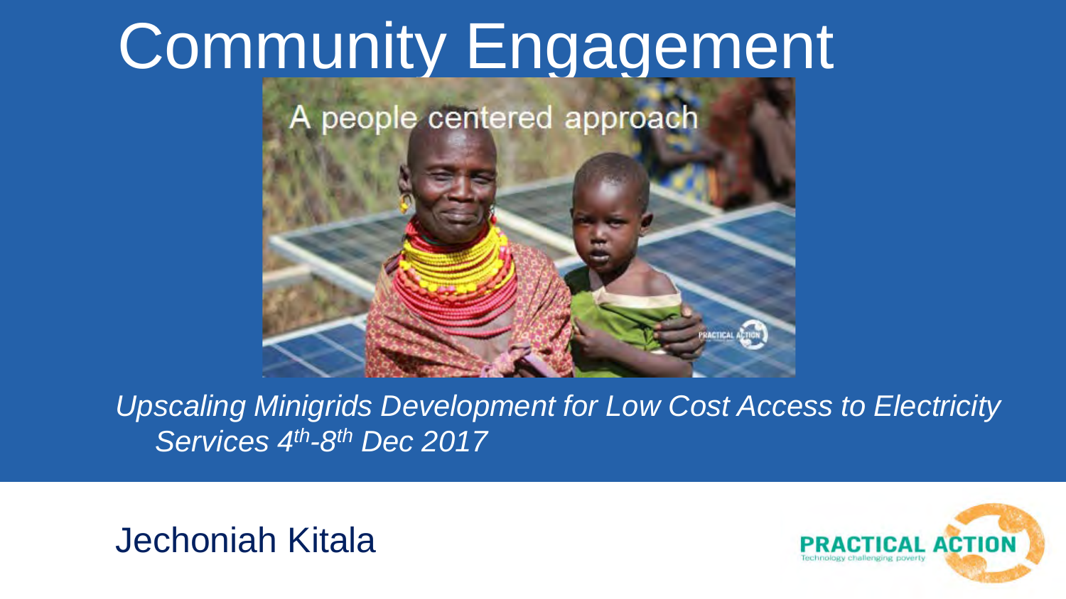# Community Engagement

*Upscaling Minigrids Development for Low Cost Access to Electricity Services 4th-8th Dec 2017*

Jechoniah Kitala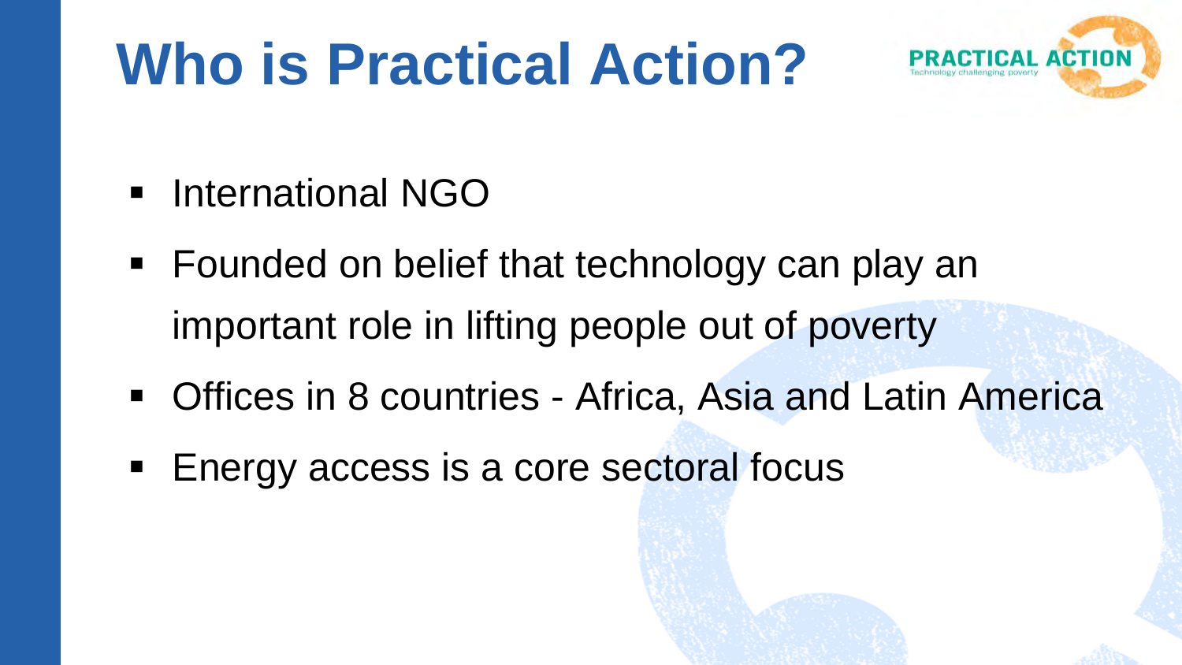# Who is Practical Action?

- International NGO
- Founded on belief that technology can play an important role in lifting people out of poverty
- Offices in 8 countries - Africa, Asia and Latin America
- Energy access is a core sectoral focus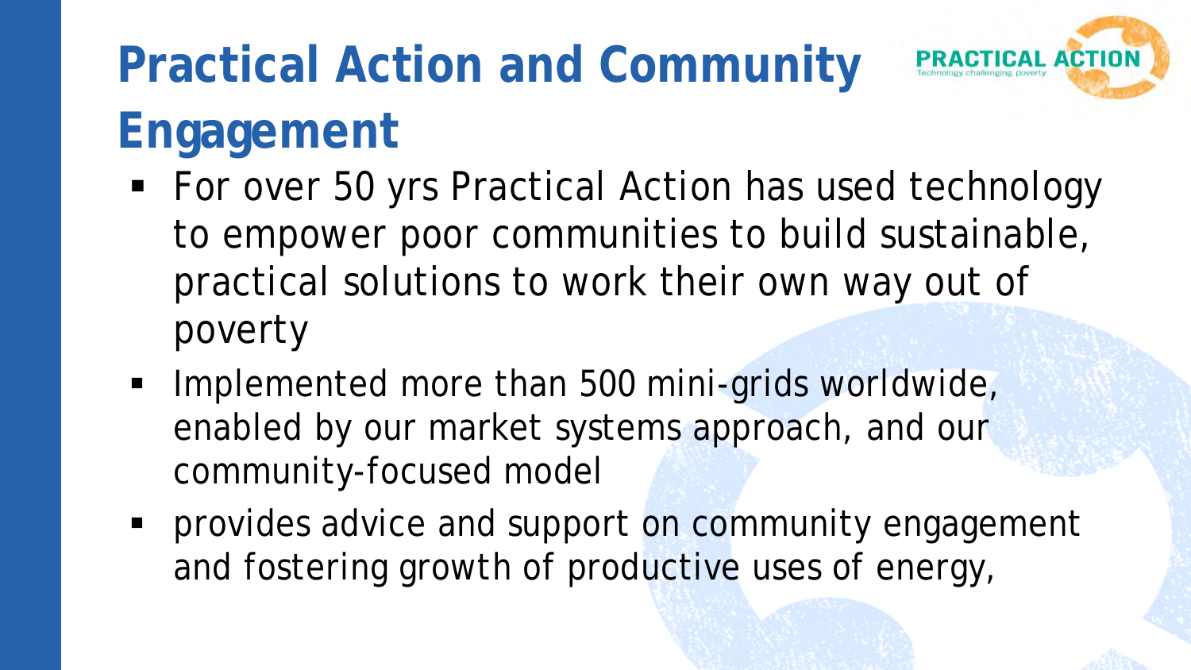# Practical Action and Community Engagement

- For over 50 yrs Practical Action has used technology to empower poor communities to build sustainable, practical solutions to work their own way out of poverty
- Implemented more than 500 mini-grids worldwide, enabled by our market systems approach, and our community-focused model
- provides advice and support on community engagement and fostering growth of productive uses of energy,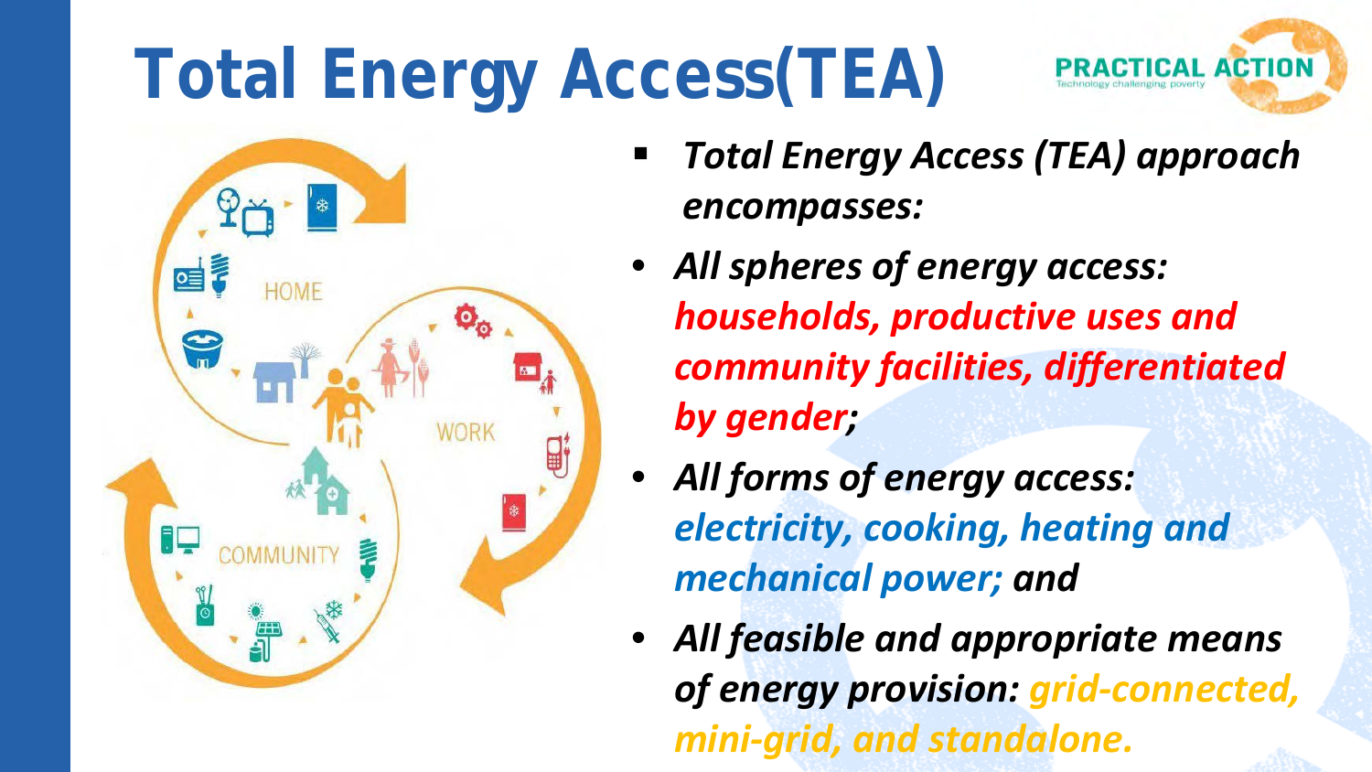# Total Energy Access(TEA)

- ***Total Energy Access (TEA) approach encompasses:***
  - ***All spheres of energy access:*** ***households, productive uses and community facilities, differentiated by gender;***
  - ***All forms of energy access:*** ***electricity, cooking, heating and mechanical power;*** ***and***
  - ***All feasible and appropriate means of energy provision:*** ***grid-connected, mini-grid, and standalone.***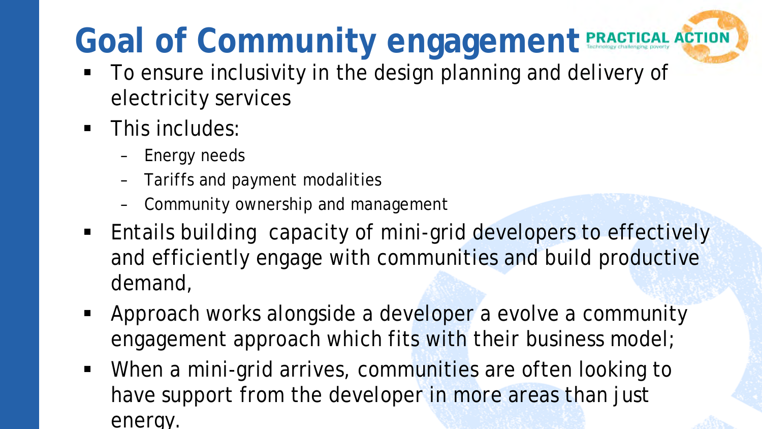# Goal of Community engagement

- To ensure inclusivity in the design planning and delivery of electricity services
- This includes:
  - Energy needs
  - Tariffs and payment modalities
  - Community ownership and management
- Entails building  capacity of mini-grid developers to effectively and efficiently engage with communities and build productive demand,
- Approach works alongside a developer a evolve a community engagement approach which fits with their business model;
- When a mini-grid arrives, communities are often looking to have support from the developer in more areas than just energy.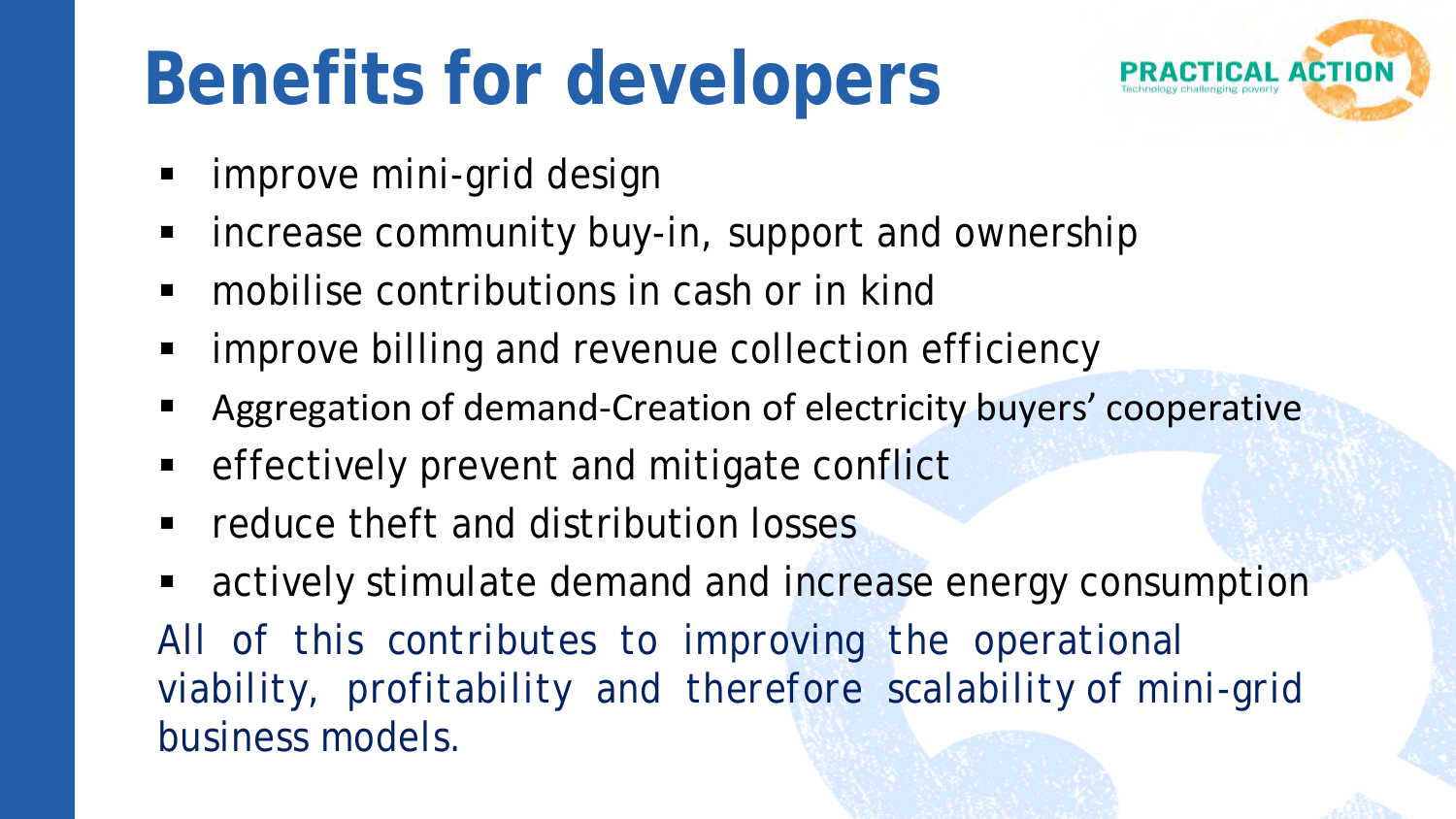# Benefits for developers

- improve mini-grid design
- increase community buy-in, support and ownership
- mobilise contributions in cash or in kind
- improve billing and revenue collection efficiency
- Aggregation of demand-Creation of electricity buyers' cooperative
- effectively prevent and mitigate conflict
- reduce theft and distribution losses
- actively stimulate demand and increase energy consumption

*All of this contributes to improving the operational viability, profitability and therefore scalability of mini-grid business models.*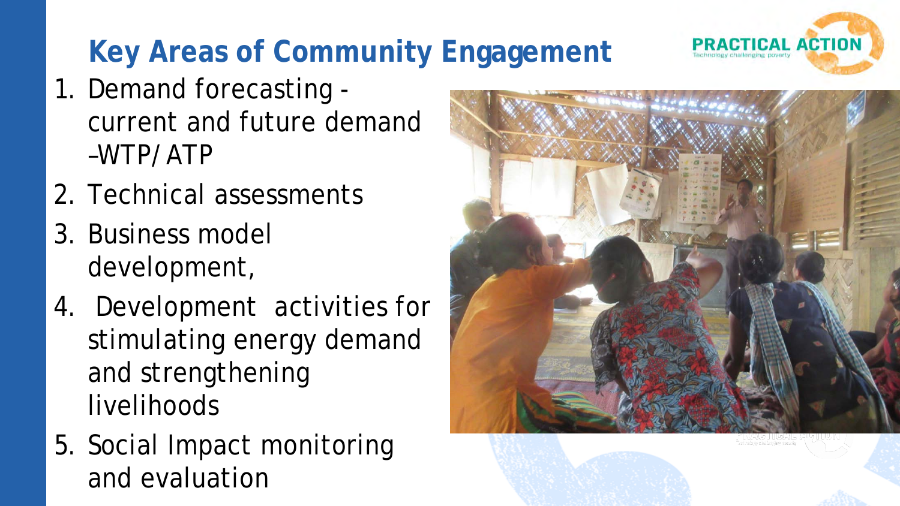# Key Areas of Community Engagement

1. Demand forecasting - current and future demand –WTP/ATP
2. Technical assessments
3. Business model development,
4. Development activities for stimulating energy demand and strengthening livelihoods
5. Social Impact monitoring and evaluation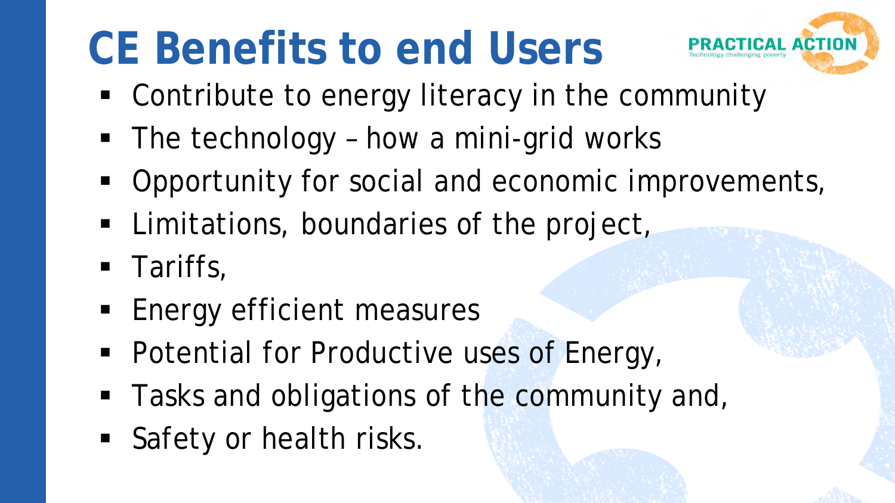# CE Benefits to end Users

- Contribute to energy literacy in the community
- The technology – how a mini-grid works
- Opportunity for social and economic improvements,
- Limitations, boundaries of the project,
- Tariffs,
- Energy efficient measures
- Potential for Productive uses of Energy,
- Tasks and obligations of the community and,
- Safety or health risks.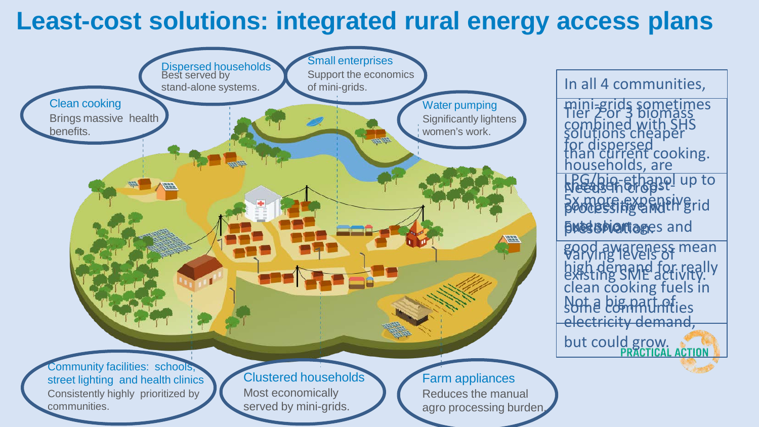# Least-cost solutions: integrated rural energy access plans

**Dispersed households**
Best served by stand-alone systems.

**Small enterprises**
Support the economics of mini-grids.

**Clean cooking**
Brings massive health benefits.

**Water pumping**
Significantly lightens women's work.

**Community facilities: schools, street lighting and health clinics**
Consistently highly prioritized by communities.

**Clustered households**
Most economically served by mini-grids.

**Farm appliances**
Reduces the manual agro processing burden.

In all 4 communities, mini-grids sometimes combined with SHS solutions for dispersed households, are cheaper or cost-competitive with grid extension.

Tier 2 or 3 biomass solutions cheaper than current cooking. LPG/bio-ethanol up to 5x more expensive. Fuel shortages and good awareness mean high demand for really clean cooking fuels in some communities.

Needs in crop-processing and preservation.

Varying levels of existing SME activity. Not a big part of electricity demand, but could grow.

PRACTICAL ACTION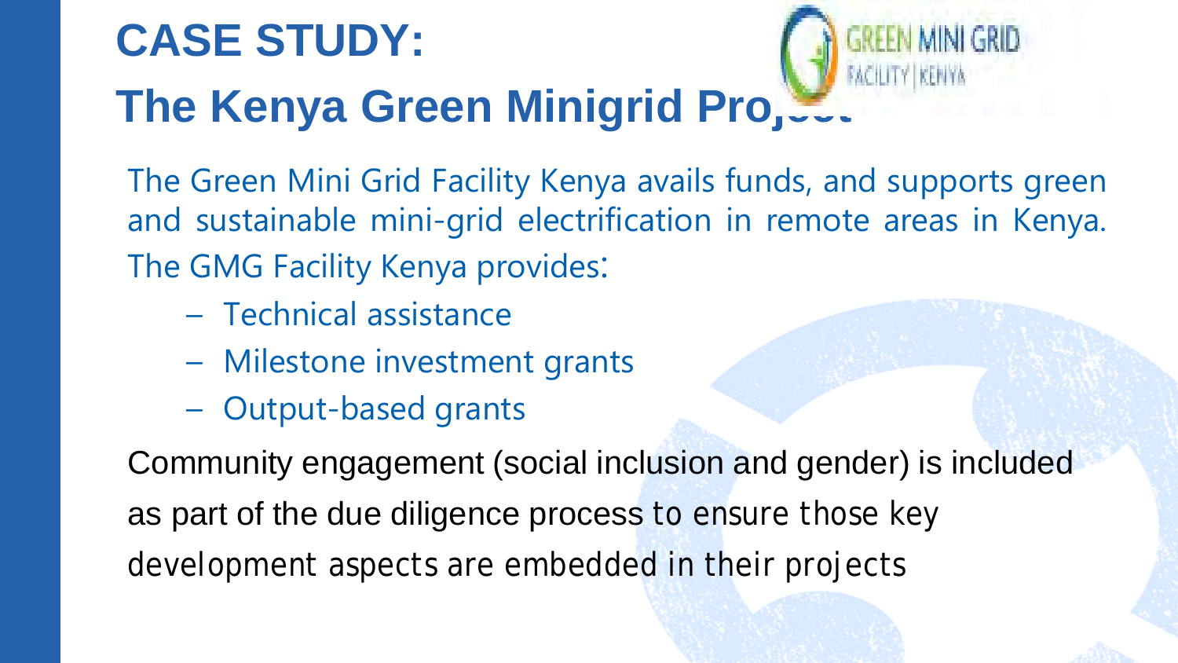# CASE STUDY:

# The Kenya Green Minigrid Project

The Green Mini Grid Facility Kenya avails funds, and supports green and sustainable mini-grid electrification in remote areas in Kenya. The GMG Facility Kenya provides:

- Technical assistance
- Milestone investment grants
- Output-based grants

Community engagement (social inclusion and gender) is included as part of the due diligence process to ensure those key development aspects are embedded in their projects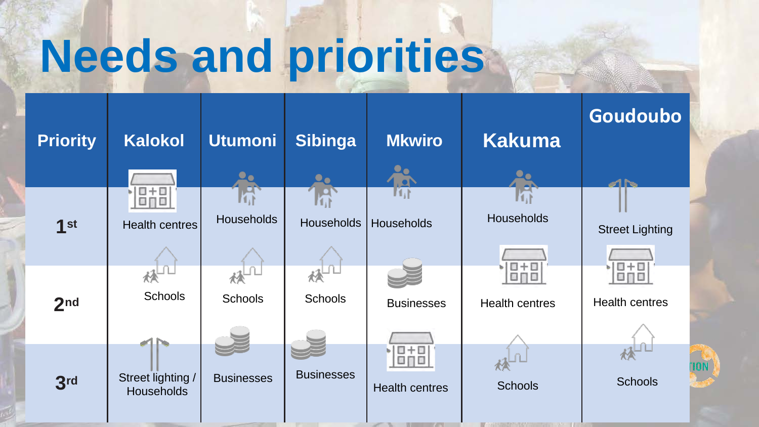# Needs and priorities

| Priority | Kalokol | Utumoni | Sibinga | Mkwiro | Kakuma | Goudoubo |
|---|---|---|---|---|---|---|
| 1st | Health centres | Households | Households | Households | Households | Street Lighting |
| 2nd | Schools | Schools | Schools | Businesses | Health centres | Health centres |
| 3rd | Street lighting / Households | Businesses | Businesses | Health centres | Schools | Schools |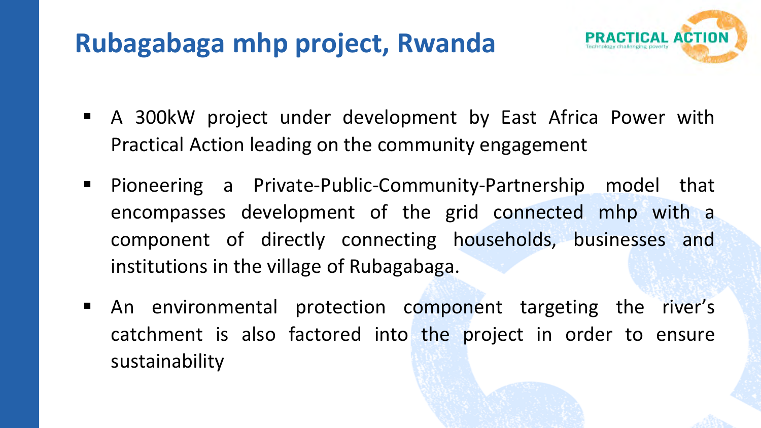# Rubagabaga mhp project, Rwanda

- A 300kW project under development by East Africa Power with Practical Action leading on the community engagement
- Pioneering a Private-Public-Community-Partnership model that encompasses development of the grid connected mhp with a component of directly connecting households, businesses and institutions in the village of Rubagabaga.
- An environmental protection component targeting the river's catchment is also factored into the project in order to ensure sustainability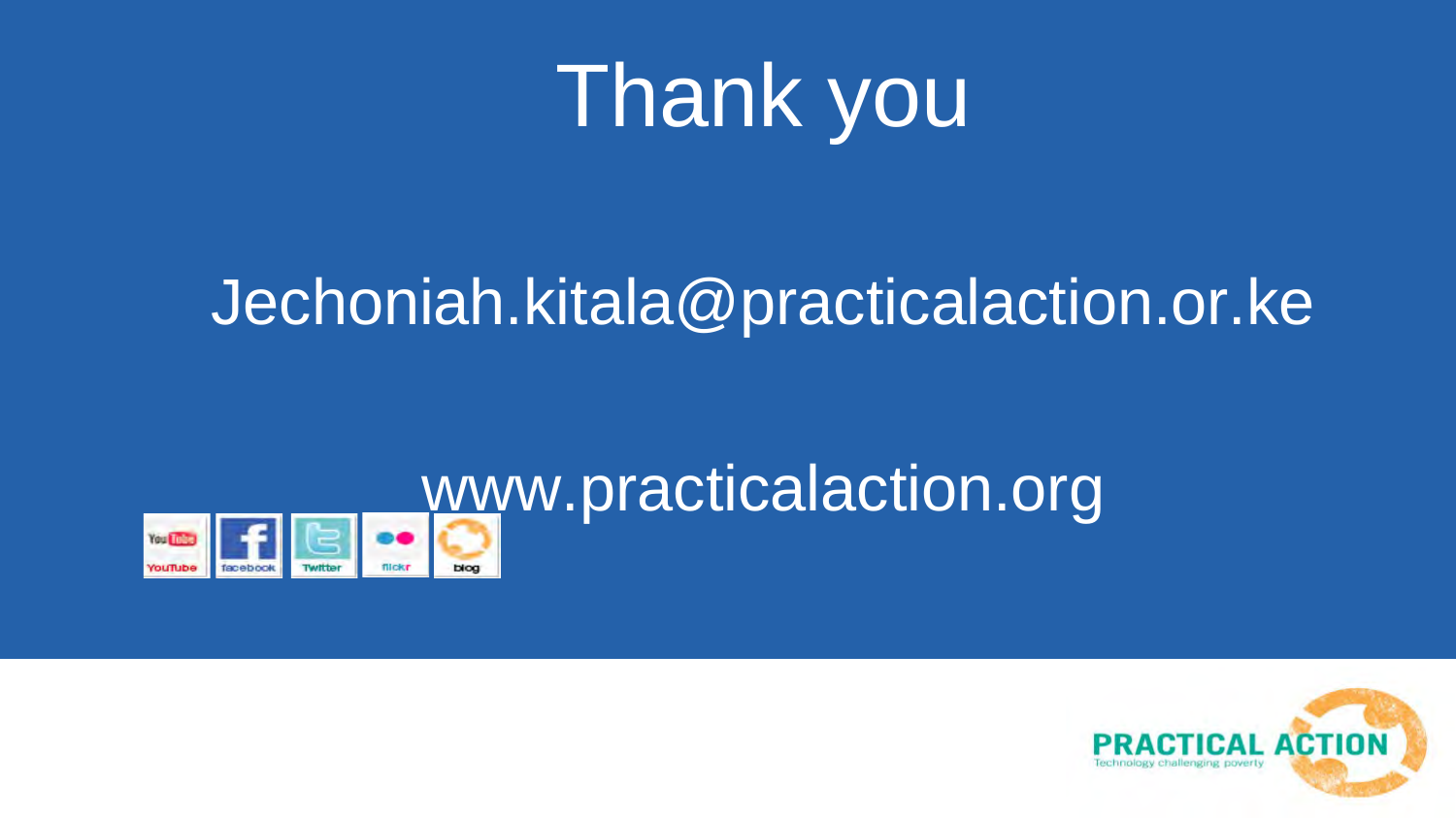# Thank you

Jechoniah.kitala@practicalaction.or.ke

www.practicalaction.org

YouTube facebook Twitter flickr blog

PRACTICAL ACTION
Technology challenging poverty